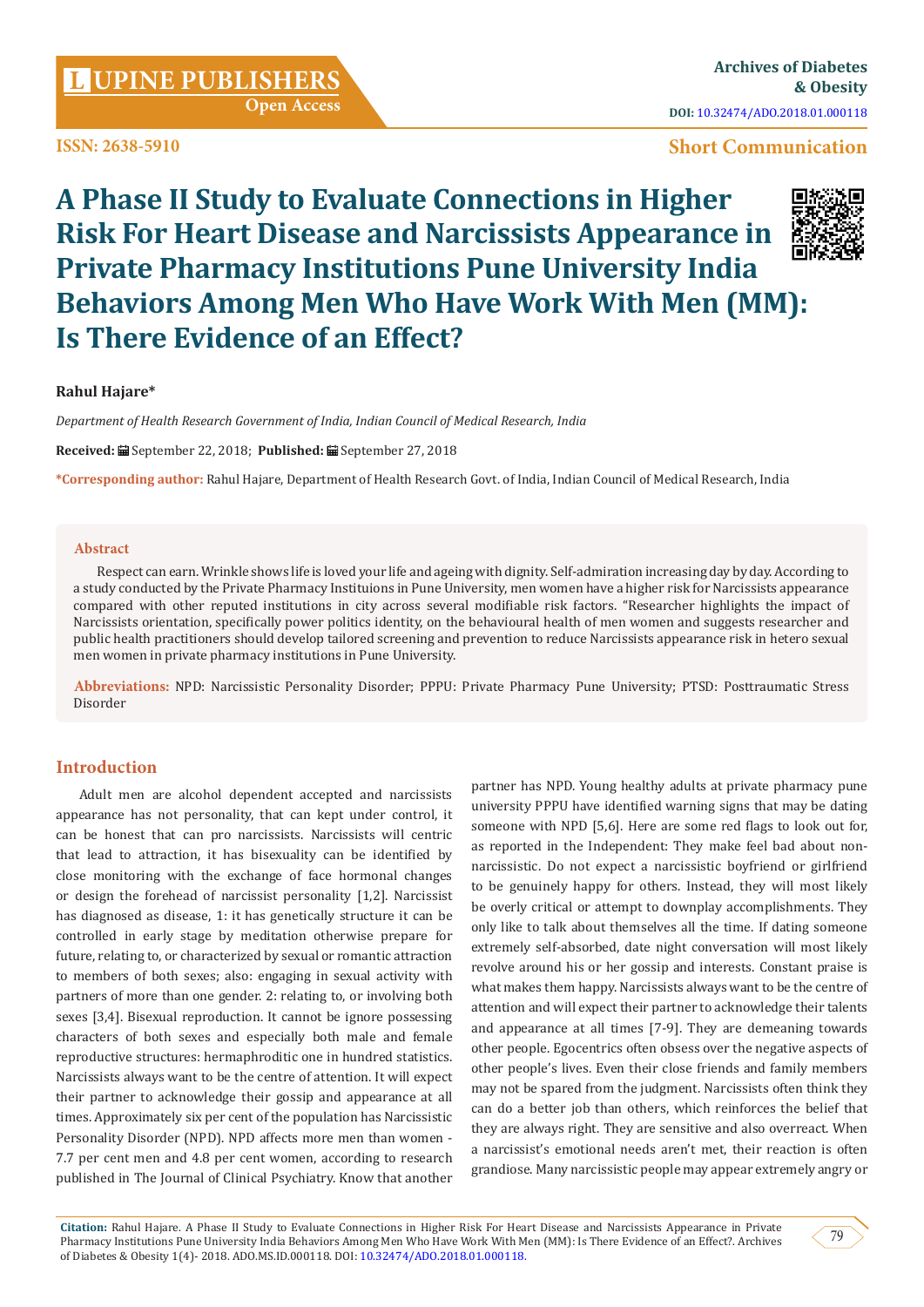ISSN: 2638-5910

Archives of Diabetes & Obesity

DOI: 10.32474/ADO.2018.01.000118

Short Communication

# A Phase II Study to Evaluate Connections in Higher Risk For Heart Disease and Narcissists Appearance in Private Pharmacy Institutions Pune University India Behaviors Among Men Who Have Work With Men (MM): Is There Evidence of an Effect?

**Rahul Hajare***

*Department of Health Research Government of India, Indian Council of Medical Research, India*

**Received:** September 22, 2018; **Published:** September 27, 2018

**\*Corresponding author:** Rahul Hajare, Department of Health Research Govt. of India, Indian Council of Medical Research, India

## Abstract

Respect can earn. Wrinkle shows life is loved your life and ageing with dignity. Self-admiration increasing day by day. According to a study conducted by the Private Pharmacy Instituions in Pune University, men women have a higher risk for Narcissists appearance compared with other reputed institutions in city across several modifiable risk factors. "Researcher highlights the impact of Narcissists orientation, specifically power politics identity, on the behavioural health of men women and suggests researcher and public health practitioners should develop tailored screening and prevention to reduce Narcissists appearance risk in hetero sexual men women in private pharmacy institutions in Pune University.

**Abbreviations:** NPD: Narcissistic Personality Disorder; PPPU: Private Pharmacy Pune University; PTSD: Posttraumatic Stress Disorder

## Introduction

Adult men are alcohol dependent accepted and narcissists appearance has not personality, that can kept under control, it can be honest that can pro narcissists. Narcissists will centric that lead to attraction, it has bisexuality can be identified by close monitoring with the exchange of face hormonal changes or design the forehead of narcissist personality [1,2]. Narcissist has diagnosed as disease, 1: it has genetically structure it can be controlled in early stage by meditation otherwise prepare for future, relating to, or characterized by sexual or romantic attraction to members of both sexes; also: engaging in sexual activity with partners of more than one gender. 2: relating to, or involving both sexes [3,4]. Bisexual reproduction. It cannot be ignore possessing characters of both sexes and especially both male and female reproductive structures: hermaphroditic one in hundred statistics. Narcissists always want to be the centre of attention. It will expect their partner to acknowledge their gossip and appearance at all times. Approximately six per cent of the population has Narcissistic Personality Disorder (NPD). NPD affects more men than women - 7.7 per cent men and 4.8 per cent women, according to research published in The Journal of Clinical Psychiatry. Know that another partner has NPD. Young healthy adults at private pharmacy pune university PPPU have identified warning signs that may be dating someone with NPD [5,6]. Here are some red flags to look out for, as reported in the Independent: They make feel bad about non-narcissistic. Do not expect a narcissistic boyfriend or girlfriend to be genuinely happy for others. Instead, they will most likely be overly critical or attempt to downplay accomplishments. They only like to talk about themselves all the time. If dating someone extremely self-absorbed, date night conversation will most likely revolve around his or her gossip and interests. Constant praise is what makes them happy. Narcissists always want to be the centre of attention and will expect their partner to acknowledge their talents and appearance at all times [7-9]. They are demeaning towards other people. Egocentrics often obsess over the negative aspects of other people's lives. Even their close friends and family members may not be spared from the judgment. Narcissists often think they can do a better job than others, which reinforces the belief that they are always right. They are sensitive and also overreact. When a narcissist's emotional needs aren't met, their reaction is often grandiose. Many narcissistic people may appear extremely angry or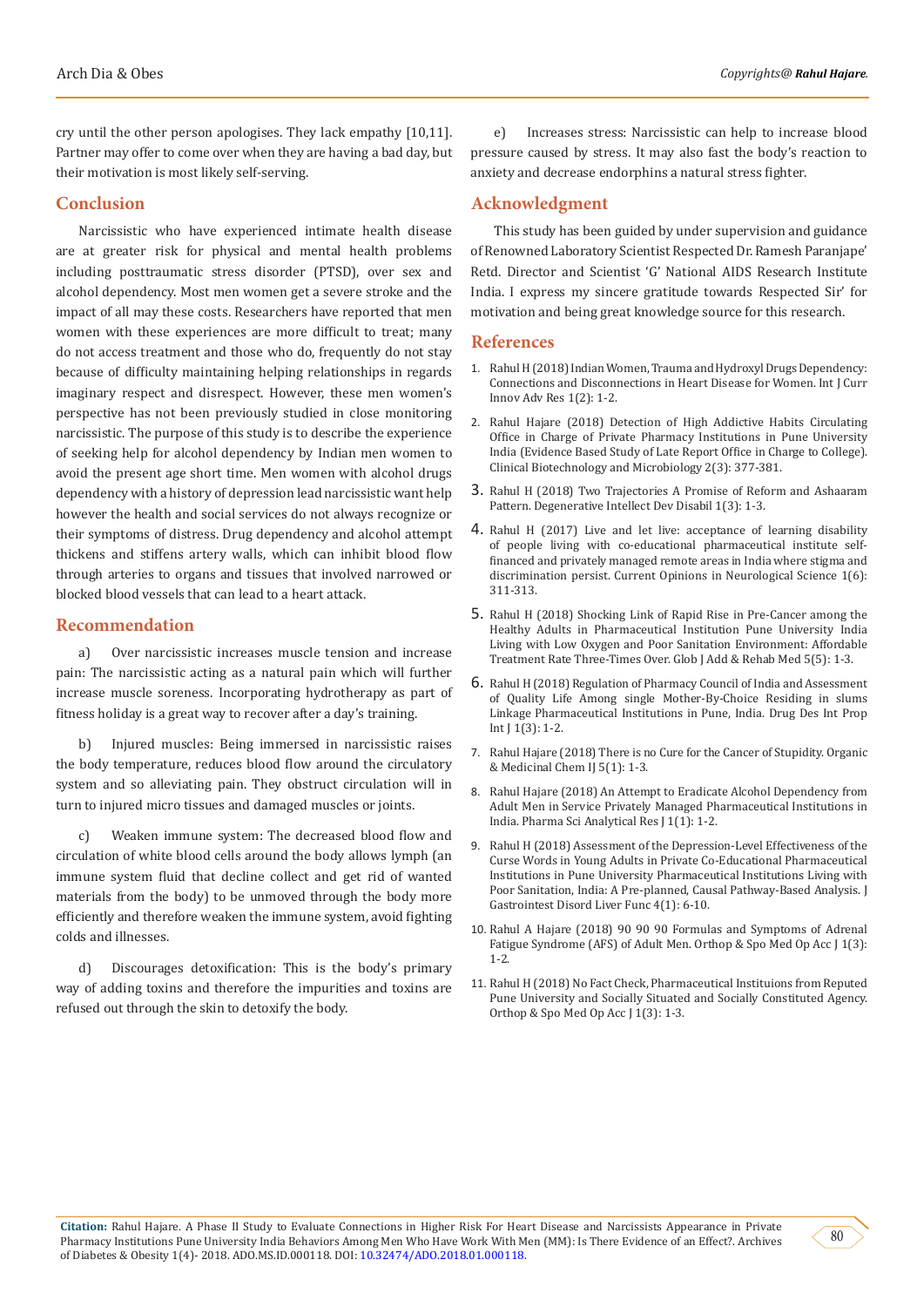cry until the other person apologises. They lack empathy [10,11]. Partner may offer to come over when they are having a bad day, but their motivation is most likely self-serving.

## Conclusion

Narcissistic who have experienced intimate health disease are at greater risk for physical and mental health problems including posttraumatic stress disorder (PTSD), over sex and alcohol dependency. Most men women get a severe stroke and the impact of all may these costs. Researchers have reported that men women with these experiences are more difficult to treat; many do not access treatment and those who do, frequently do not stay because of difficulty maintaining helping relationships in regards imaginary respect and disrespect. However, these men women's perspective has not been previously studied in close monitoring narcissistic. The purpose of this study is to describe the experience of seeking help for alcohol dependency by Indian men women to avoid the present age short time. Men women with alcohol drugs dependency with a history of depression lead narcissistic want help however the health and social services do not always recognize or their symptoms of distress. Drug dependency and alcohol attempt thickens and stiffens artery walls, which can inhibit blood flow through arteries to organs and tissues that involved narrowed or blocked blood vessels that can lead to a heart attack.

## Recommendation

a) Over narcissistic increases muscle tension and increase pain: The narcissistic acting as a natural pain which will further increase muscle soreness. Incorporating hydrotherapy as part of fitness holiday is a great way to recover after a day's training.

b) Injured muscles: Being immersed in narcissistic raises the body temperature, reduces blood flow around the circulatory system and so alleviating pain. They obstruct circulation will in turn to injured micro tissues and damaged muscles or joints.

c) Weaken immune system: The decreased blood flow and circulation of white blood cells around the body allows lymph (an immune system fluid that decline collect and get rid of wanted materials from the body) to be unmoved through the body more efficiently and therefore weaken the immune system, avoid fighting colds and illnesses.

d) Discourages detoxification: This is the body's primary way of adding toxins and therefore the impurities and toxins are refused out through the skin to detoxify the body.

e) Increases stress: Narcissistic can help to increase blood pressure caused by stress. It may also fast the body's reaction to anxiety and decrease endorphins a natural stress fighter.

## Acknowledgment

This study has been guided by under supervision and guidance of Renowned Laboratory Scientist Respected Dr. Ramesh Paranjape' Retd. Director and Scientist 'G' National AIDS Research Institute India. I express my sincere gratitude towards Respected Sir' for motivation and being great knowledge source for this research.

## References

1. Rahul H (2018) Indian Women, Trauma and Hydroxyl Drugs Dependency: Connections and Disconnections in Heart Disease for Women. Int J Curr Innov Adv Res 1(2): 1-2.
2. Rahul Hajare (2018) Detection of High Addictive Habits Circulating Office in Charge of Private Pharmacy Institutions in Pune University India (Evidence Based Study of Late Report Office in Charge to College). Clinical Biotechnology and Microbiology 2(3): 377-381.
3. Rahul H (2018) Two Trajectories A Promise of Reform and Ashaaram Pattern. Degenerative Intellect Dev Disabil 1(3): 1-3.
4. Rahul H (2017) Live and let live: acceptance of learning disability of people living with co-educational pharmaceutical institute self-financed and privately managed remote areas in India where stigma and discrimination persist. Current Opinions in Neurological Science 1(6): 311-313.
5. Rahul H (2018) Shocking Link of Rapid Rise in Pre-Cancer among the Healthy Adults in Pharmaceutical Institution Pune University India Living with Low Oxygen and Poor Sanitation Environment: Affordable Treatment Rate Three-Times Over. Glob J Add & Rehab Med 5(5): 1-3.
6. Rahul H (2018) Regulation of Pharmacy Council of India and Assessment of Quality Life Among single Mother-By-Choice Residing in slums Linkage Pharmaceutical Institutions in Pune, India. Drug Des Int Prop Int J 1(3): 1-2.
7. Rahul Hajare (2018) There is no Cure for the Cancer of Stupidity. Organic & Medicinal Chem IJ 5(1): 1-3.
8. Rahul Hajare (2018) An Attempt to Eradicate Alcohol Dependency from Adult Men in Service Privately Managed Pharmaceutical Institutions in India. Pharma Sci Analytical Res J 1(1): 1-2.
9. Rahul H (2018) Assessment of the Depression-Level Effectiveness of the Curse Words in Young Adults in Private Co-Educational Pharmaceutical Institutions in Pune University Pharmaceutical Institutions Living with Poor Sanitation, India: A Pre-planned, Causal Pathway-Based Analysis. J Gastrointest Disord Liver Func 4(1): 6-10.
10. Rahul A Hajare (2018) 90 90 90 Formulas and Symptoms of Adrenal Fatigue Syndrome (AFS) of Adult Men. Orthop & Spo Med Op Acc J 1(3): 1-2.
11. Rahul H (2018) No Fact Check, Pharmaceutical Instituions from Reputed Pune University and Socially Situated and Socially Constituted Agency. Orthop & Spo Med Op Acc J 1(3): 1-3.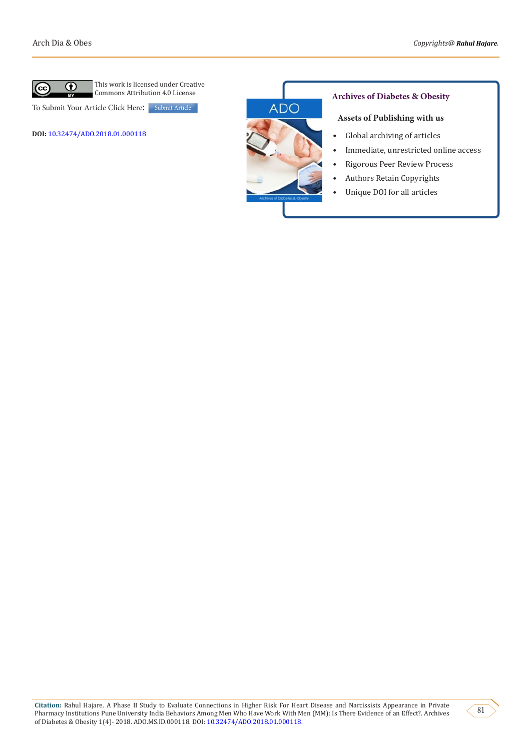This work is licensed under Creative Commons Attribution 4.0 License

To Submit Your Article Click Here: Submit Article

**DOI:** 10.32474/ADO.2018.01.000118

## Archives of Diabetes & Obesity

### Assets of Publishing with us

- Global archiving of articles
- Immediate, unrestricted online access
- Rigorous Peer Review Process
- Authors Retain Copyrights
- Unique DOI for all articles

**Citation:** Rahul Hajare. A Phase II Study to Evaluate Connections in Higher Risk For Heart Disease and Narcissists Appearance in Private Pharmacy Institutions Pune University India Behaviors Among Men Who Have Work With Men (MM): Is There Evidence of an Effect?. Archives of Diabetes & Obesity 1(4)- 2018. ADO.MS.ID.000118. DOI: 10.32474/ADO.2018.01.000118.